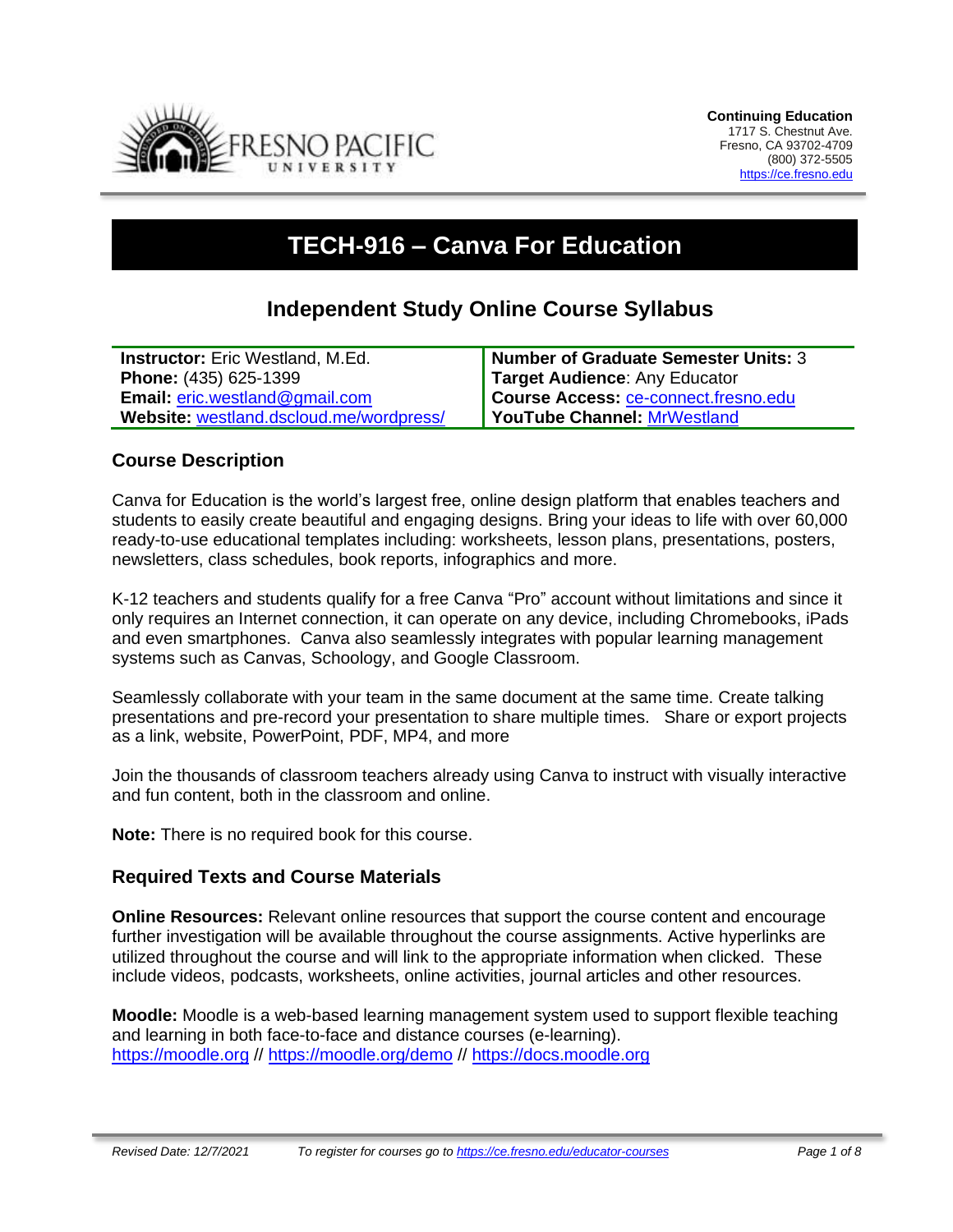Continuing Education
1717 S. Chestnut Ave.
Fresno, CA 93702-4709
(800) 372-5505
https://ce.fresno.edu

# TECH-916 – Canva For Education

## Independent Study Online Course Syllabus

| | |
|---|---|
| **Instructor:** Eric Westland, M.Ed. | **Number of Graduate Semester Units:** 3 |
| **Phone:** (435) 625-1399 | **Target Audience**: Any Educator |
| **Email:** eric.westland@gmail.com | **Course Access:** ce-connect.fresno.edu |
| **Website:** westland.dscloud.me/wordpress/ | **YouTube Channel:** MrWestland |

### Course Description

Canva for Education is the world's largest free, online design platform that enables teachers and students to easily create beautiful and engaging designs. Bring your ideas to life with over 60,000 ready-to-use educational templates including: worksheets, lesson plans, presentations, posters, newsletters, class schedules, book reports, infographics and more.

K-12 teachers and students qualify for a free Canva "Pro" account without limitations and since it only requires an Internet connection, it can operate on any device, including Chromebooks, iPads and even smartphones. Canva also seamlessly integrates with popular learning management systems such as Canvas, Schoology, and Google Classroom.

Seamlessly collaborate with your team in the same document at the same time. Create talking presentations and pre-record your presentation to share multiple times. Share or export projects as a link, website, PowerPoint, PDF, MP4, and more

Join the thousands of classroom teachers already using Canva to instruct with visually interactive and fun content, both in the classroom and online.

**Note:** There is no required book for this course.

### Required Texts and Course Materials

**Online Resources:** Relevant online resources that support the course content and encourage further investigation will be available throughout the course assignments. Active hyperlinks are utilized throughout the course and will link to the appropriate information when clicked. These include videos, podcasts, worksheets, online activities, journal articles and other resources.

**Moodle:** Moodle is a web-based learning management system used to support flexible teaching and learning in both face-to-face and distance courses (e-learning). https://moodle.org // https://moodle.org/demo // https://docs.moodle.org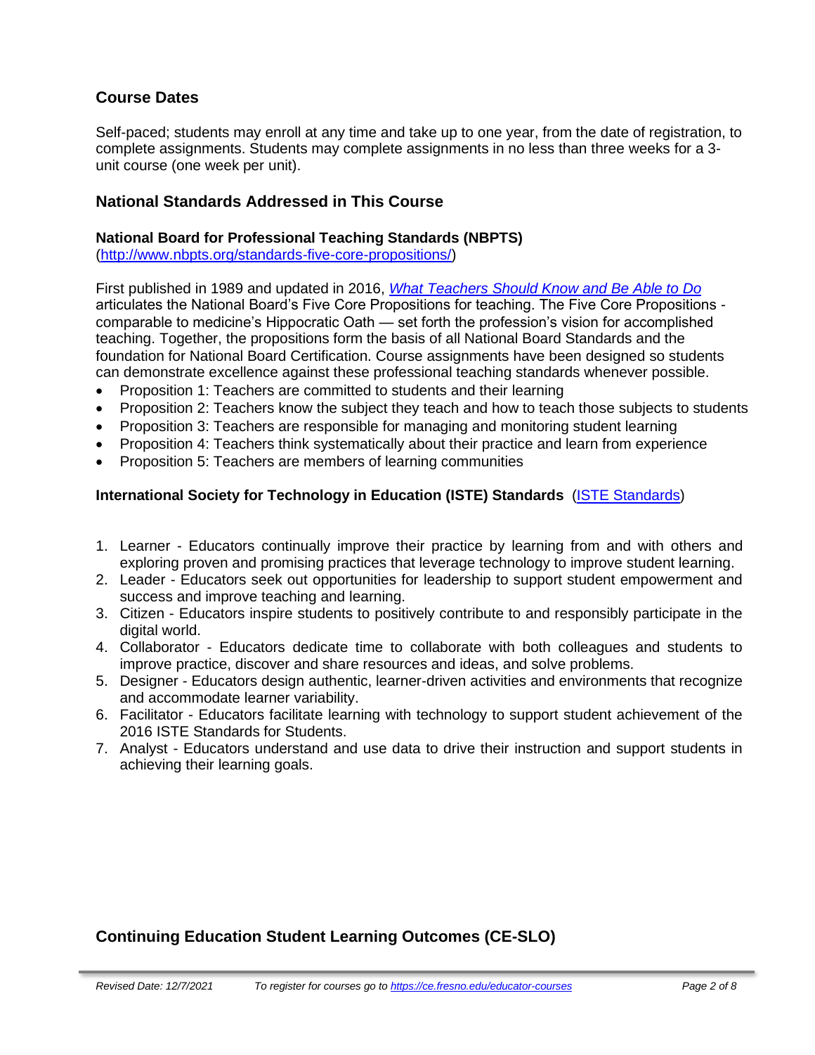## Course Dates

Self-paced; students may enroll at any time and take up to one year, from the date of registration, to complete assignments. Students may complete assignments in no less than three weeks for a 3-unit course (one week per unit).

## National Standards Addressed in This Course

### National Board for Professional Teaching Standards (NBPTS)

([http://www.nbpts.org/standards-five-core-propositions/](http://www.nbpts.org/standards-five-core-propositions/))

First published in 1989 and updated in 2016, *What Teachers Should Know and Be Able to Do* articulates the National Board's Five Core Propositions for teaching. The Five Core Propositions - comparable to medicine's Hippocratic Oath — set forth the profession's vision for accomplished teaching. Together, the propositions form the basis of all National Board Standards and the foundation for National Board Certification. Course assignments have been designed so students can demonstrate excellence against these professional teaching standards whenever possible.

- Proposition 1: Teachers are committed to students and their learning
- Proposition 2: Teachers know the subject they teach and how to teach those subjects to students
- Proposition 3: Teachers are responsible for managing and monitoring student learning
- Proposition 4: Teachers think systematically about their practice and learn from experience
- Proposition 5: Teachers are members of learning communities

### International Society for Technology in Education (ISTE) Standards (ISTE Standards)

1. Learner - Educators continually improve their practice by learning from and with others and exploring proven and promising practices that leverage technology to improve student learning.
2. Leader - Educators seek out opportunities for leadership to support student empowerment and success and improve teaching and learning.
3. Citizen - Educators inspire students to positively contribute to and responsibly participate in the digital world.
4. Collaborator - Educators dedicate time to collaborate with both colleagues and students to improve practice, discover and share resources and ideas, and solve problems.
5. Designer - Educators design authentic, learner-driven activities and environments that recognize and accommodate learner variability.
6. Facilitator - Educators facilitate learning with technology to support student achievement of the 2016 ISTE Standards for Students.
7. Analyst - Educators understand and use data to drive their instruction and support students in achieving their learning goals.

## Continuing Education Student Learning Outcomes (CE-SLO)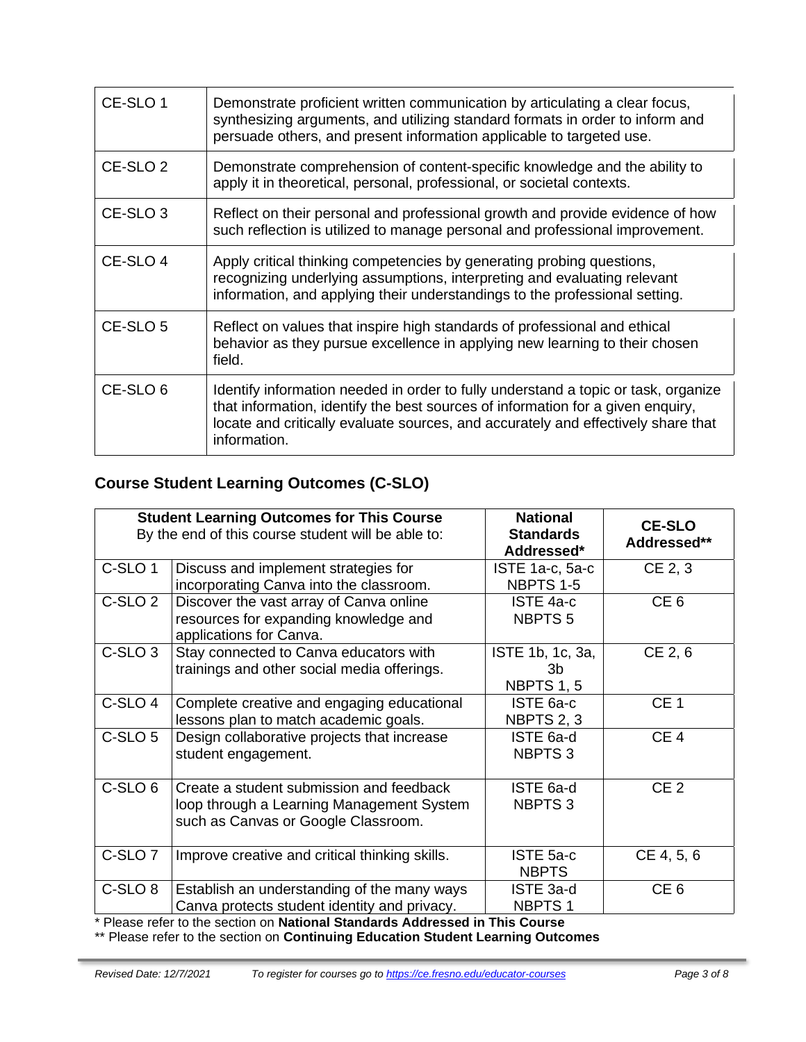| | |
|---|---|
| CE-SLO 1 | Demonstrate proficient written communication by articulating a clear focus, synthesizing arguments, and utilizing standard formats in order to inform and persuade others, and present information applicable to targeted use. |
| CE-SLO 2 | Demonstrate comprehension of content-specific knowledge and the ability to apply it in theoretical, personal, professional, or societal contexts. |
| CE-SLO 3 | Reflect on their personal and professional growth and provide evidence of how such reflection is utilized to manage personal and professional improvement. |
| CE-SLO 4 | Apply critical thinking competencies by generating probing questions, recognizing underlying assumptions, interpreting and evaluating relevant information, and applying their understandings to the professional setting. |
| CE-SLO 5 | Reflect on values that inspire high standards of professional and ethical behavior as they pursue excellence in applying new learning to their chosen field. |
| CE-SLO 6 | Identify information needed in order to fully understand a topic or task, organize that information, identify the best sources of information for a given enquiry, locate and critically evaluate sources, and accurately and effectively share that information. |

## Course Student Learning Outcomes (C-SLO)

| **Student Learning Outcomes for This Course** By the end of this course student will be able to: | | **National Standards Addressed*** | **CE-SLO Addressed**** |
|---|---|---|---|
| C-SLO 1 | Discuss and implement strategies for incorporating Canva into the classroom. | ISTE 1a-c, 5a-c NBPTS 1-5 | CE 2, 3 |
| C-SLO 2 | Discover the vast array of Canva online resources for expanding knowledge and applications for Canva. | ISTE 4a-c NBPTS 5 | CE 6 |
| C-SLO 3 | Stay connected to Canva educators with trainings and other social media offerings. | ISTE 1b, 1c, 3a, 3b NBPTS 1, 5 | CE 2, 6 |
| C-SLO 4 | Complete creative and engaging educational lessons plan to match academic goals. | ISTE 6a-c NBPTS 2, 3 | CE 1 |
| C-SLO 5 | Design collaborative projects that increase student engagement. | ISTE 6a-d NBPTS 3 | CE 4 |
| C-SLO 6 | Create a student submission and feedback loop through a Learning Management System such as Canvas or Google Classroom. | ISTE 6a-d NBPTS 3 | CE 2 |
| C-SLO 7 | Improve creative and critical thinking skills. | ISTE 5a-c NBPTS | CE 4, 5, 6 |
| C-SLO 8 | Establish an understanding of the many ways Canva protects student identity and privacy. | ISTE 3a-d NBPTS 1 | CE 6 |

\* Please refer to the section on **National Standards Addressed in This Course**

\*\* Please refer to the section on **Continuing Education Student Learning Outcomes**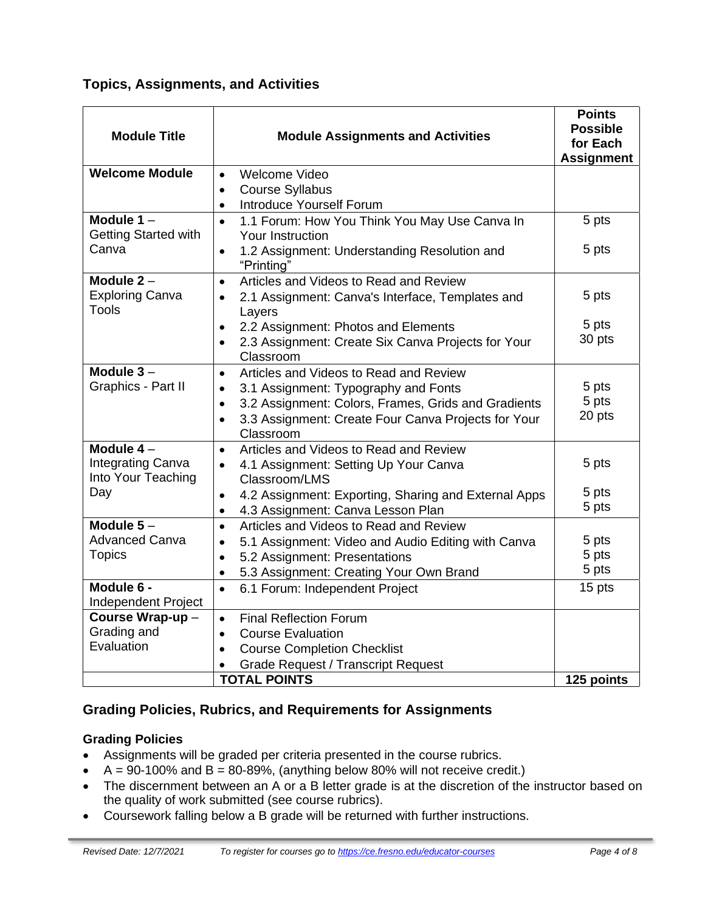## Topics, Assignments, and Activities

| Module Title | Module Assignments and Activities | Points Possible for Each Assignment |
|---|---|---|
| **Welcome Module** | • Welcome Video<br>• Course Syllabus<br>• Introduce Yourself Forum | |
| **Module 1** – Getting Started with Canva | • 1.1 Forum: How You Think You May Use Canva In Your Instruction<br>• 1.2 Assignment: Understanding Resolution and "Printing" | 5 pts<br>5 pts |
| **Module 2** – Exploring Canva Tools | • Articles and Videos to Read and Review<br>• 2.1 Assignment: Canva's Interface, Templates and Layers<br>• 2.2 Assignment: Photos and Elements<br>• 2.3 Assignment: Create Six Canva Projects for Your Classroom | 5 pts<br>5 pts<br>30 pts |
| **Module 3** – Graphics - Part II | • Articles and Videos to Read and Review<br>• 3.1 Assignment: Typography and Fonts<br>• 3.2 Assignment: Colors, Frames, Grids and Gradients<br>• 3.3 Assignment: Create Four Canva Projects for Your Classroom | 5 pts<br>5 pts<br>20 pts |
| **Module 4** – Integrating Canva Into Your Teaching Day | • Articles and Videos to Read and Review<br>• 4.1 Assignment: Setting Up Your Canva Classroom/LMS<br>• 4.2 Assignment: Exporting, Sharing and External Apps<br>• 4.3 Assignment: Canva Lesson Plan | 5 pts<br>5 pts<br>5 pts |
| **Module 5** – Advanced Canva Topics | • Articles and Videos to Read and Review<br>• 5.1 Assignment: Video and Audio Editing with Canva<br>• 5.2 Assignment: Presentations<br>• 5.3 Assignment: Creating Your Own Brand | 5 pts<br>5 pts<br>5 pts |
| **Module 6 -** Independent Project | • 6.1 Forum: Independent Project | 15 pts |
| **Course Wrap-up** – Grading and Evaluation | • Final Reflection Forum<br>• Course Evaluation<br>• Course Completion Checklist<br>• Grade Request / Transcript Request | |
| | **TOTAL POINTS** | **125 points** |

## Grading Policies, Rubrics, and Requirements for Assignments

### Grading Policies

- Assignments will be graded per criteria presented in the course rubrics.
- A = 90-100% and B = 80-89%, (anything below 80% will not receive credit.)
- The discernment between an A or a B letter grade is at the discretion of the instructor based on the quality of work submitted (see course rubrics).
- Coursework falling below a B grade will be returned with further instructions.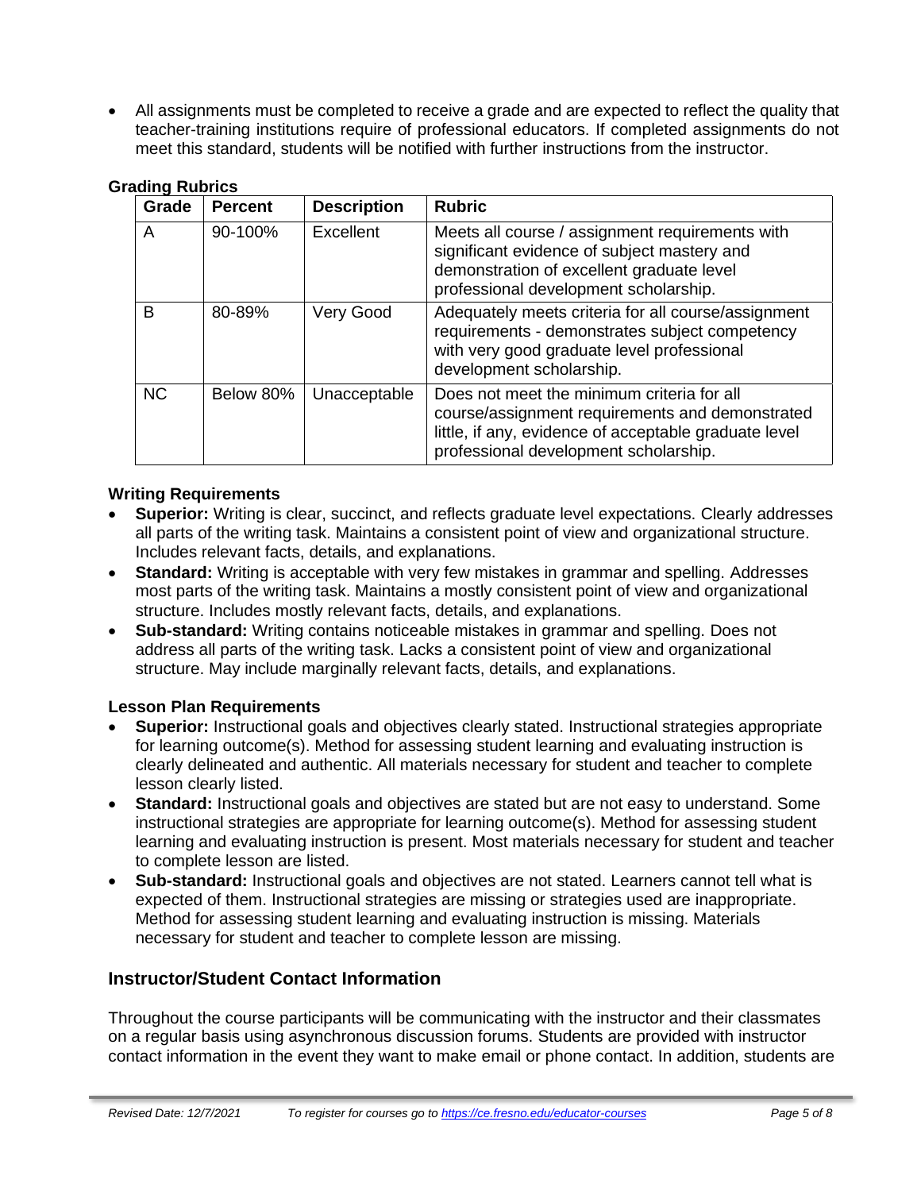- All assignments must be completed to receive a grade and are expected to reflect the quality that teacher-training institutions require of professional educators. If completed assignments do not meet this standard, students will be notified with further instructions from the instructor.

**Grading Rubrics**

| Grade | Percent | Description | Rubric |
|---|---|---|---|
| A | 90-100% | Excellent | Meets all course / assignment requirements with significant evidence of subject mastery and demonstration of excellent graduate level professional development scholarship. |
| B | 80-89% | Very Good | Adequately meets criteria for all course/assignment requirements - demonstrates subject competency with very good graduate level professional development scholarship. |
| NC | Below 80% | Unacceptable | Does not meet the minimum criteria for all course/assignment requirements and demonstrated little, if any, evidence of acceptable graduate level professional development scholarship. |

**Writing Requirements**

- **Superior:** Writing is clear, succinct, and reflects graduate level expectations. Clearly addresses all parts of the writing task. Maintains a consistent point of view and organizational structure. Includes relevant facts, details, and explanations.
- **Standard:** Writing is acceptable with very few mistakes in grammar and spelling. Addresses most parts of the writing task. Maintains a mostly consistent point of view and organizational structure. Includes mostly relevant facts, details, and explanations.
- **Sub-standard:** Writing contains noticeable mistakes in grammar and spelling. Does not address all parts of the writing task. Lacks a consistent point of view and organizational structure. May include marginally relevant facts, details, and explanations.

**Lesson Plan Requirements**

- **Superior:** Instructional goals and objectives clearly stated. Instructional strategies appropriate for learning outcome(s). Method for assessing student learning and evaluating instruction is clearly delineated and authentic. All materials necessary for student and teacher to complete lesson clearly listed.
- **Standard:** Instructional goals and objectives are stated but are not easy to understand. Some instructional strategies are appropriate for learning outcome(s). Method for assessing student learning and evaluating instruction is present. Most materials necessary for student and teacher to complete lesson are listed.
- **Sub-standard:** Instructional goals and objectives are not stated. Learners cannot tell what is expected of them. Instructional strategies are missing or strategies used are inappropriate. Method for assessing student learning and evaluating instruction is missing. Materials necessary for student and teacher to complete lesson are missing.

## Instructor/Student Contact Information

Throughout the course participants will be communicating with the instructor and their classmates on a regular basis using asynchronous discussion forums. Students are provided with instructor contact information in the event they want to make email or phone contact. In addition, students are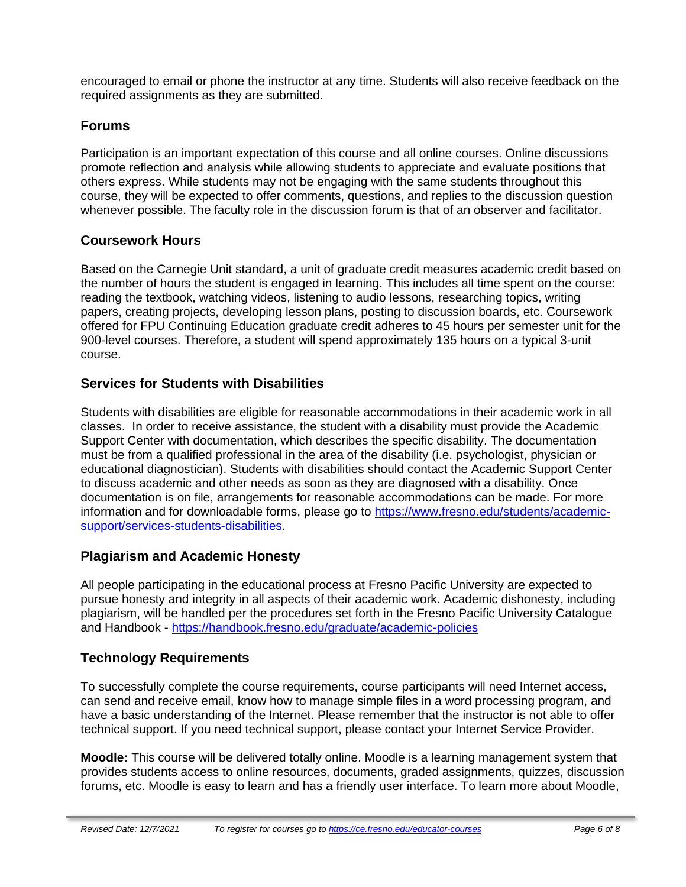encouraged to email or phone the instructor at any time. Students will also receive feedback on the required assignments as they are submitted.

## Forums

Participation is an important expectation of this course and all online courses. Online discussions promote reflection and analysis while allowing students to appreciate and evaluate positions that others express. While students may not be engaging with the same students throughout this course, they will be expected to offer comments, questions, and replies to the discussion question whenever possible. The faculty role in the discussion forum is that of an observer and facilitator.

## Coursework Hours

Based on the Carnegie Unit standard, a unit of graduate credit measures academic credit based on the number of hours the student is engaged in learning. This includes all time spent on the course: reading the textbook, watching videos, listening to audio lessons, researching topics, writing papers, creating projects, developing lesson plans, posting to discussion boards, etc. Coursework offered for FPU Continuing Education graduate credit adheres to 45 hours per semester unit for the 900-level courses. Therefore, a student will spend approximately 135 hours on a typical 3-unit course.

## Services for Students with Disabilities

Students with disabilities are eligible for reasonable accommodations in their academic work in all classes. In order to receive assistance, the student with a disability must provide the Academic Support Center with documentation, which describes the specific disability. The documentation must be from a qualified professional in the area of the disability (i.e. psychologist, physician or educational diagnostician). Students with disabilities should contact the Academic Support Center to discuss academic and other needs as soon as they are diagnosed with a disability. Once documentation is on file, arrangements for reasonable accommodations can be made. For more information and for downloadable forms, please go to [https://www.fresno.edu/students/academic-support/services-students-disabilities](https://www.fresno.edu/students/academic-support/services-students-disabilities).

## Plagiarism and Academic Honesty

All people participating in the educational process at Fresno Pacific University are expected to pursue honesty and integrity in all aspects of their academic work. Academic dishonesty, including plagiarism, will be handled per the procedures set forth in the Fresno Pacific University Catalogue and Handbook - [https://handbook.fresno.edu/graduate/academic-policies](https://handbook.fresno.edu/graduate/academic-policies)

## Technology Requirements

To successfully complete the course requirements, course participants will need Internet access, can send and receive email, know how to manage simple files in a word processing program, and have a basic understanding of the Internet. Please remember that the instructor is not able to offer technical support. If you need technical support, please contact your Internet Service Provider.

**Moodle:** This course will be delivered totally online. Moodle is a learning management system that provides students access to online resources, documents, graded assignments, quizzes, discussion forums, etc. Moodle is easy to learn and has a friendly user interface. To learn more about Moodle,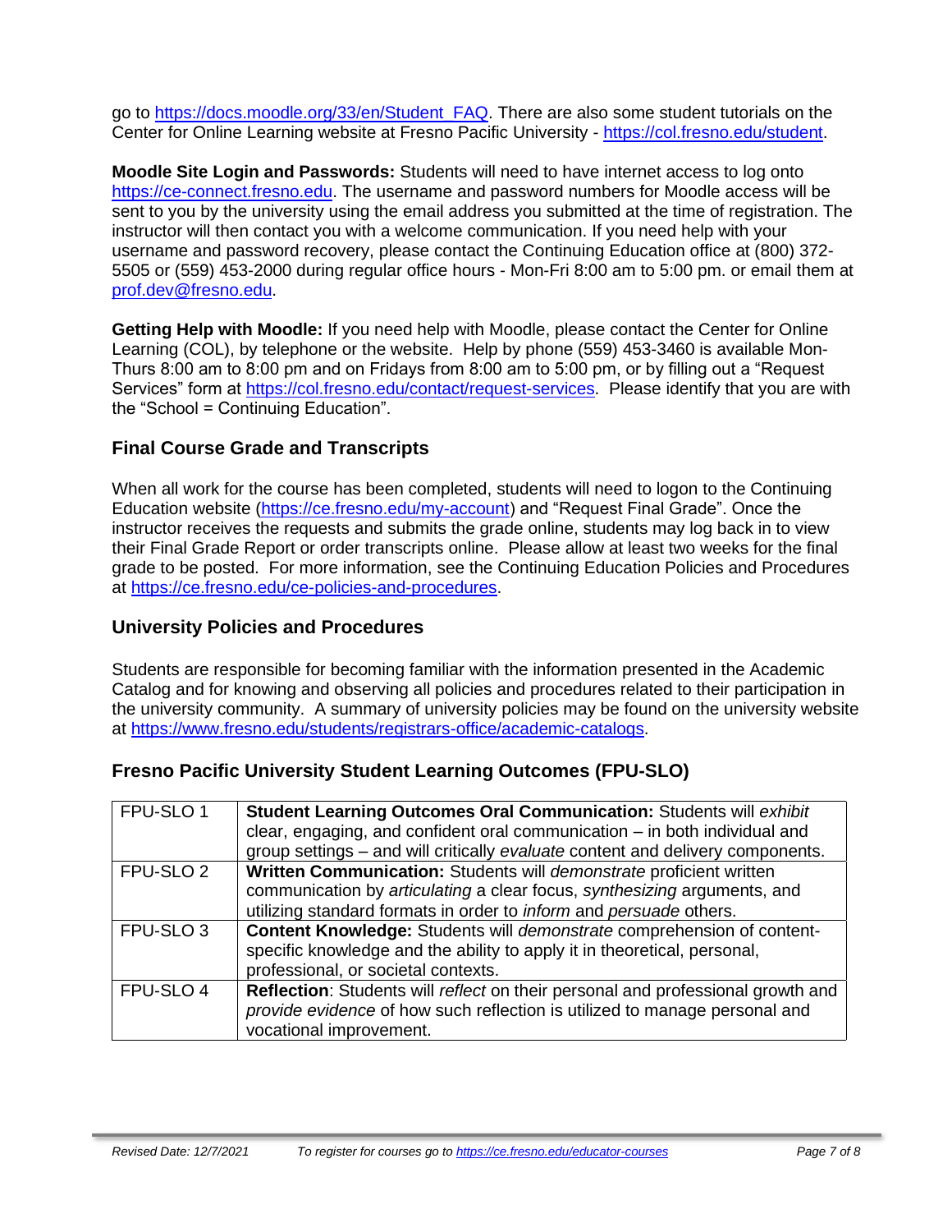go to https://docs.moodle.org/33/en/Student_FAQ. There are also some student tutorials on the Center for Online Learning website at Fresno Pacific University - https://col.fresno.edu/student.

**Moodle Site Login and Passwords:** Students will need to have internet access to log onto https://ce-connect.fresno.edu. The username and password numbers for Moodle access will be sent to you by the university using the email address you submitted at the time of registration. The instructor will then contact you with a welcome communication. If you need help with your username and password recovery, please contact the Continuing Education office at (800) 372-5505 or (559) 453-2000 during regular office hours - Mon-Fri 8:00 am to 5:00 pm. or email them at prof.dev@fresno.edu.

**Getting Help with Moodle:** If you need help with Moodle, please contact the Center for Online Learning (COL), by telephone or the website. Help by phone (559) 453-3460 is available Mon-Thurs 8:00 am to 8:00 pm and on Fridays from 8:00 am to 5:00 pm, or by filling out a "Request Services" form at https://col.fresno.edu/contact/request-services. Please identify that you are with the "School = Continuing Education".

## Final Course Grade and Transcripts

When all work for the course has been completed, students will need to logon to the Continuing Education website (https://ce.fresno.edu/my-account) and "Request Final Grade". Once the instructor receives the requests and submits the grade online, students may log back in to view their Final Grade Report or order transcripts online. Please allow at least two weeks for the final grade to be posted. For more information, see the Continuing Education Policies and Procedures at https://ce.fresno.edu/ce-policies-and-procedures.

## University Policies and Procedures

Students are responsible for becoming familiar with the information presented in the Academic Catalog and for knowing and observing all policies and procedures related to their participation in the university community. A summary of university policies may be found on the university website at https://www.fresno.edu/students/registrars-office/academic-catalogs.

## Fresno Pacific University Student Learning Outcomes (FPU-SLO)

| | |
|---|---|
| FPU-SLO 1 | **Student Learning Outcomes Oral Communication:** Students will *exhibit* clear, engaging, and confident oral communication – in both individual and group settings – and will critically *evaluate* content and delivery components. |
| FPU-SLO 2 | **Written Communication:** Students will *demonstrate* proficient written communication by *articulating* a clear focus, *synthesizing* arguments, and utilizing standard formats in order to *inform* and *persuade* others. |
| FPU-SLO 3 | **Content Knowledge:** Students will *demonstrate* comprehension of content-specific knowledge and the ability to apply it in theoretical, personal, professional, or societal contexts. |
| FPU-SLO 4 | **Reflection**: Students will *reflect* on their personal and professional growth and *provide evidence* of how such reflection is utilized to manage personal and vocational improvement. |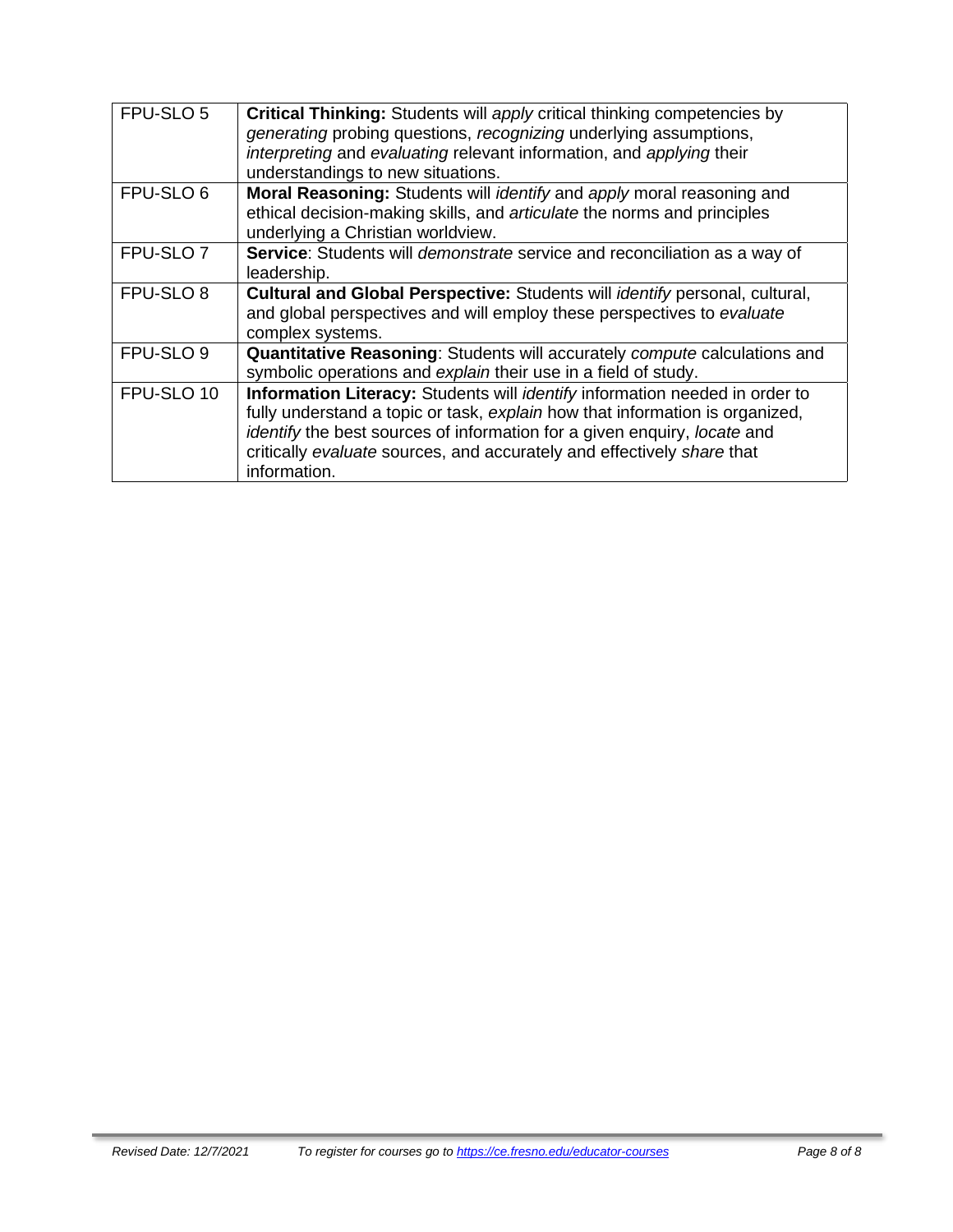| | |
|---|---|
| FPU-SLO 5 | **Critical Thinking:** Students will *apply* critical thinking competencies by *generating* probing questions, *recognizing* underlying assumptions, *interpreting* and *evaluating* relevant information, and *applying* their understandings to new situations. |
| FPU-SLO 6 | **Moral Reasoning:** Students will *identify* and *apply* moral reasoning and ethical decision-making skills, and *articulate* the norms and principles underlying a Christian worldview. |
| FPU-SLO 7 | **Service**: Students will *demonstrate* service and reconciliation as a way of leadership. |
| FPU-SLO 8 | **Cultural and Global Perspective:** Students will *identify* personal, cultural, and global perspectives and will employ these perspectives to *evaluate* complex systems. |
| FPU-SLO 9 | **Quantitative Reasoning**: Students will accurately *compute* calculations and symbolic operations and *explain* their use in a field of study. |
| FPU-SLO 10 | **Information Literacy:** Students will *identify* information needed in order to fully understand a topic or task, *explain* how that information is organized, *identify* the best sources of information for a given enquiry, *locate* and critically *evaluate* sources, and accurately and effectively *share* that information. |